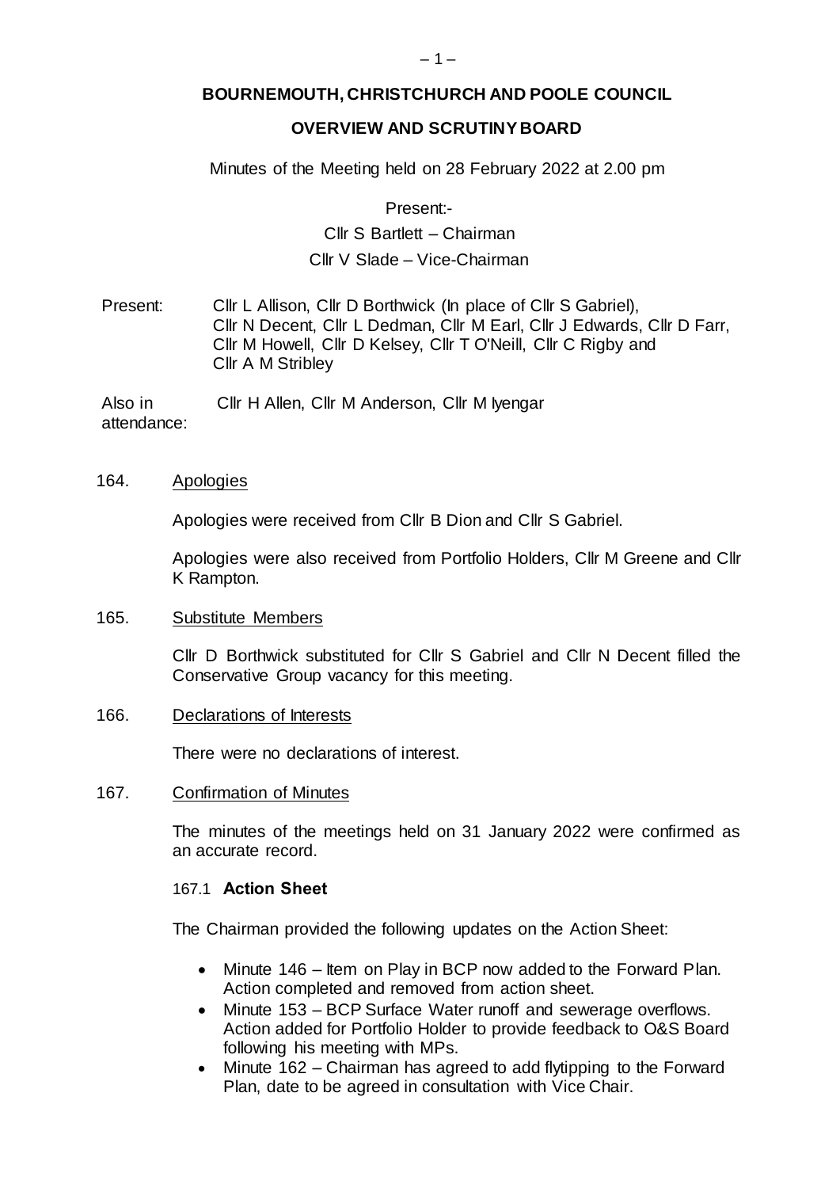# BOURNEMOUTH, CHRISTCHURCH AND POOLE COUNCIL

## OVERVIEW AND SCRUTINY BOARD

Minutes of the Meeting held on 28 February 2022 at 2.00 pm

Present:-

Cllr S Bartlett – Chairman

Cllr V Slade – Vice-Chairman

Present: Cllr L Allison, Cllr D Borthwick (In place of Cllr S Gabriel), Cllr N Decent, Cllr L Dedman, Cllr M Earl, Cllr J Edwards, Cllr D Farr, Cllr M Howell, Cllr D Kelsey, Cllr T O'Neill, Cllr C Rigby and Cllr A M Stribley

Also in attendance: Cllr H Allen, Cllr M Anderson, Cllr M Iyengar

164. Apologies

Apologies were received from Cllr B Dion and Cllr S Gabriel.

Apologies were also received from Portfolio Holders, Cllr M Greene and Cllr K Rampton.

165. Substitute Members

Cllr D Borthwick substituted for Cllr S Gabriel and Cllr N Decent filled the Conservative Group vacancy for this meeting.

166. Declarations of Interests

There were no declarations of interest.

167. Confirmation of Minutes

The minutes of the meetings held on 31 January 2022 were confirmed as an accurate record.

167.1 **Action Sheet**

The Chairman provided the following updates on the Action Sheet:

- Minute 146 – Item on Play in BCP now added to the Forward Plan. Action completed and removed from action sheet.
- Minute 153 – BCP Surface Water runoff and sewerage overflows. Action added for Portfolio Holder to provide feedback to O&S Board following his meeting with MPs.
- Minute 162 – Chairman has agreed to add flytipping to the Forward Plan, date to be agreed in consultation with Vice Chair.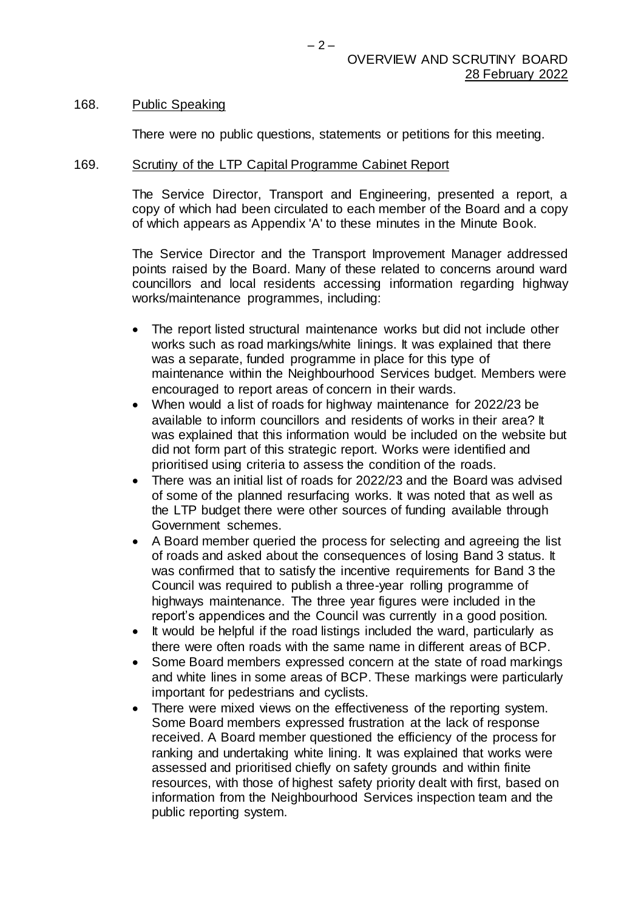168. Public Speaking

There were no public questions, statements or petitions for this meeting.

169. Scrutiny of the LTP Capital Programme Cabinet Report

The Service Director, Transport and Engineering, presented a report, a copy of which had been circulated to each member of the Board and a copy of which appears as Appendix 'A' to these minutes in the Minute Book.

The Service Director and the Transport Improvement Manager addressed points raised by the Board. Many of these related to concerns around ward councillors and local residents accessing information regarding highway works/maintenance programmes, including:

- The report listed structural maintenance works but did not include other works such as road markings/white linings. It was explained that there was a separate, funded programme in place for this type of maintenance within the Neighbourhood Services budget. Members were encouraged to report areas of concern in their wards.
- When would a list of roads for highway maintenance for 2022/23 be available to inform councillors and residents of works in their area? It was explained that this information would be included on the website but did not form part of this strategic report. Works were identified and prioritised using criteria to assess the condition of the roads.
- There was an initial list of roads for 2022/23 and the Board was advised of some of the planned resurfacing works. It was noted that as well as the LTP budget there were other sources of funding available through Government schemes.
- A Board member queried the process for selecting and agreeing the list of roads and asked about the consequences of losing Band 3 status. It was confirmed that to satisfy the incentive requirements for Band 3 the Council was required to publish a three-year rolling programme of highways maintenance. The three year figures were included in the report's appendices and the Council was currently in a good position.
- It would be helpful if the road listings included the ward, particularly as there were often roads with the same name in different areas of BCP.
- Some Board members expressed concern at the state of road markings and white lines in some areas of BCP. These markings were particularly important for pedestrians and cyclists.
- There were mixed views on the effectiveness of the reporting system. Some Board members expressed frustration at the lack of response received. A Board member questioned the efficiency of the process for ranking and undertaking white lining. It was explained that works were assessed and prioritised chiefly on safety grounds and within finite resources, with those of highest safety priority dealt with first, based on information from the Neighbourhood Services inspection team and the public reporting system.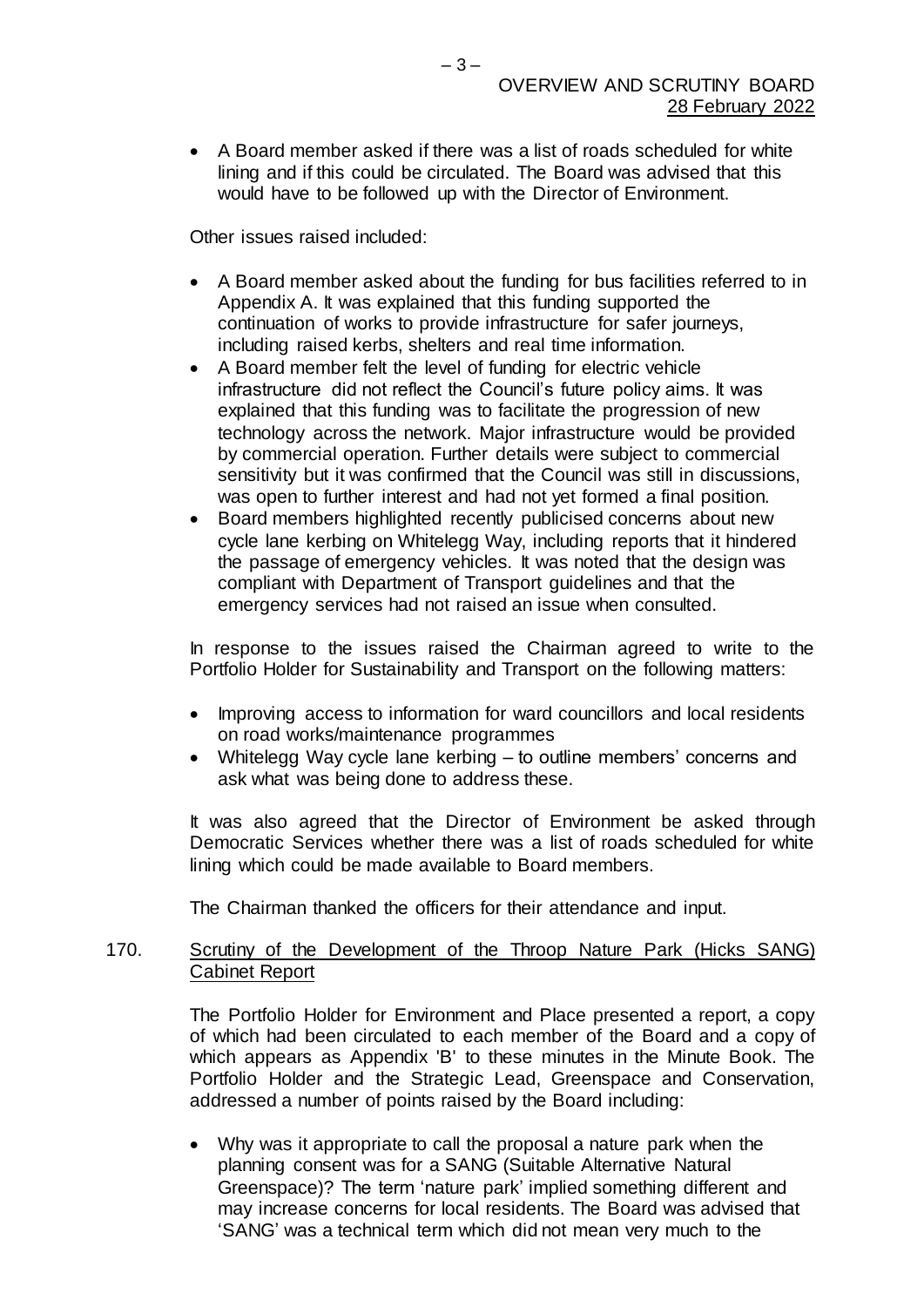- A Board member asked if there was a list of roads scheduled for white lining and if this could be circulated. The Board was advised that this would have to be followed up with the Director of Environment.

Other issues raised included:

- A Board member asked about the funding for bus facilities referred to in Appendix A. It was explained that this funding supported the continuation of works to provide infrastructure for safer journeys, including raised kerbs, shelters and real time information.
- A Board member felt the level of funding for electric vehicle infrastructure did not reflect the Council's future policy aims. It was explained that this funding was to facilitate the progression of new technology across the network. Major infrastructure would be provided by commercial operation. Further details were subject to commercial sensitivity but it was confirmed that the Council was still in discussions, was open to further interest and had not yet formed a final position.
- Board members highlighted recently publicised concerns about new cycle lane kerbing on Whitelegg Way, including reports that it hindered the passage of emergency vehicles. It was noted that the design was compliant with Department of Transport guidelines and that the emergency services had not raised an issue when consulted.

In response to the issues raised the Chairman agreed to write to the Portfolio Holder for Sustainability and Transport on the following matters:

- Improving access to information for ward councillors and local residents on road works/maintenance programmes
- Whitelegg Way cycle lane kerbing – to outline members' concerns and ask what was being done to address these.

It was also agreed that the Director of Environment be asked through Democratic Services whether there was a list of roads scheduled for white lining which could be made available to Board members.

The Chairman thanked the officers for their attendance and input.

170. Scrutiny of the Development of the Throop Nature Park (Hicks SANG) Cabinet Report

The Portfolio Holder for Environment and Place presented a report, a copy of which had been circulated to each member of the Board and a copy of which appears as Appendix 'B' to these minutes in the Minute Book. The Portfolio Holder and the Strategic Lead, Greenspace and Conservation, addressed a number of points raised by the Board including:

- Why was it appropriate to call the proposal a nature park when the planning consent was for a SANG (Suitable Alternative Natural Greenspace)? The term 'nature park' implied something different and may increase concerns for local residents. The Board was advised that 'SANG' was a technical term which did not mean very much to the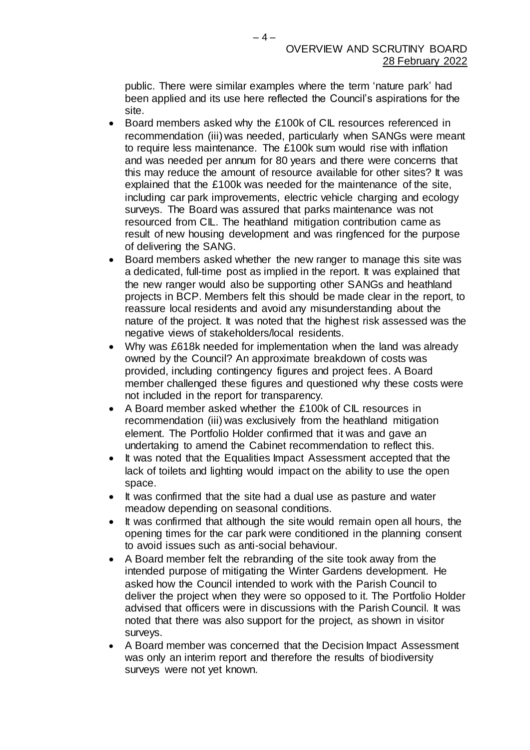public. There were similar examples where the term 'nature park' had been applied and its use here reflected the Council's aspirations for the site.

- Board members asked why the £100k of CIL resources referenced in recommendation (iii) was needed, particularly when SANGs were meant to require less maintenance. The £100k sum would rise with inflation and was needed per annum for 80 years and there were concerns that this may reduce the amount of resource available for other sites? It was explained that the £100k was needed for the maintenance of the site, including car park improvements, electric vehicle charging and ecology surveys. The Board was assured that parks maintenance was not resourced from CIL. The heathland mitigation contribution came as result of new housing development and was ringfenced for the purpose of delivering the SANG.
- Board members asked whether the new ranger to manage this site was a dedicated, full-time post as implied in the report. It was explained that the new ranger would also be supporting other SANGs and heathland projects in BCP. Members felt this should be made clear in the report, to reassure local residents and avoid any misunderstanding about the nature of the project. It was noted that the highest risk assessed was the negative views of stakeholders/local residents.
- Why was £618k needed for implementation when the land was already owned by the Council? An approximate breakdown of costs was provided, including contingency figures and project fees. A Board member challenged these figures and questioned why these costs were not included in the report for transparency.
- A Board member asked whether the £100k of CIL resources in recommendation (iii) was exclusively from the heathland mitigation element. The Portfolio Holder confirmed that it was and gave an undertaking to amend the Cabinet recommendation to reflect this.
- It was noted that the Equalities Impact Assessment accepted that the lack of toilets and lighting would impact on the ability to use the open space.
- It was confirmed that the site had a dual use as pasture and water meadow depending on seasonal conditions.
- It was confirmed that although the site would remain open all hours, the opening times for the car park were conditioned in the planning consent to avoid issues such as anti-social behaviour.
- A Board member felt the rebranding of the site took away from the intended purpose of mitigating the Winter Gardens development. He asked how the Council intended to work with the Parish Council to deliver the project when they were so opposed to it. The Portfolio Holder advised that officers were in discussions with the Parish Council. It was noted that there was also support for the project, as shown in visitor surveys.
- A Board member was concerned that the Decision Impact Assessment was only an interim report and therefore the results of biodiversity surveys were not yet known.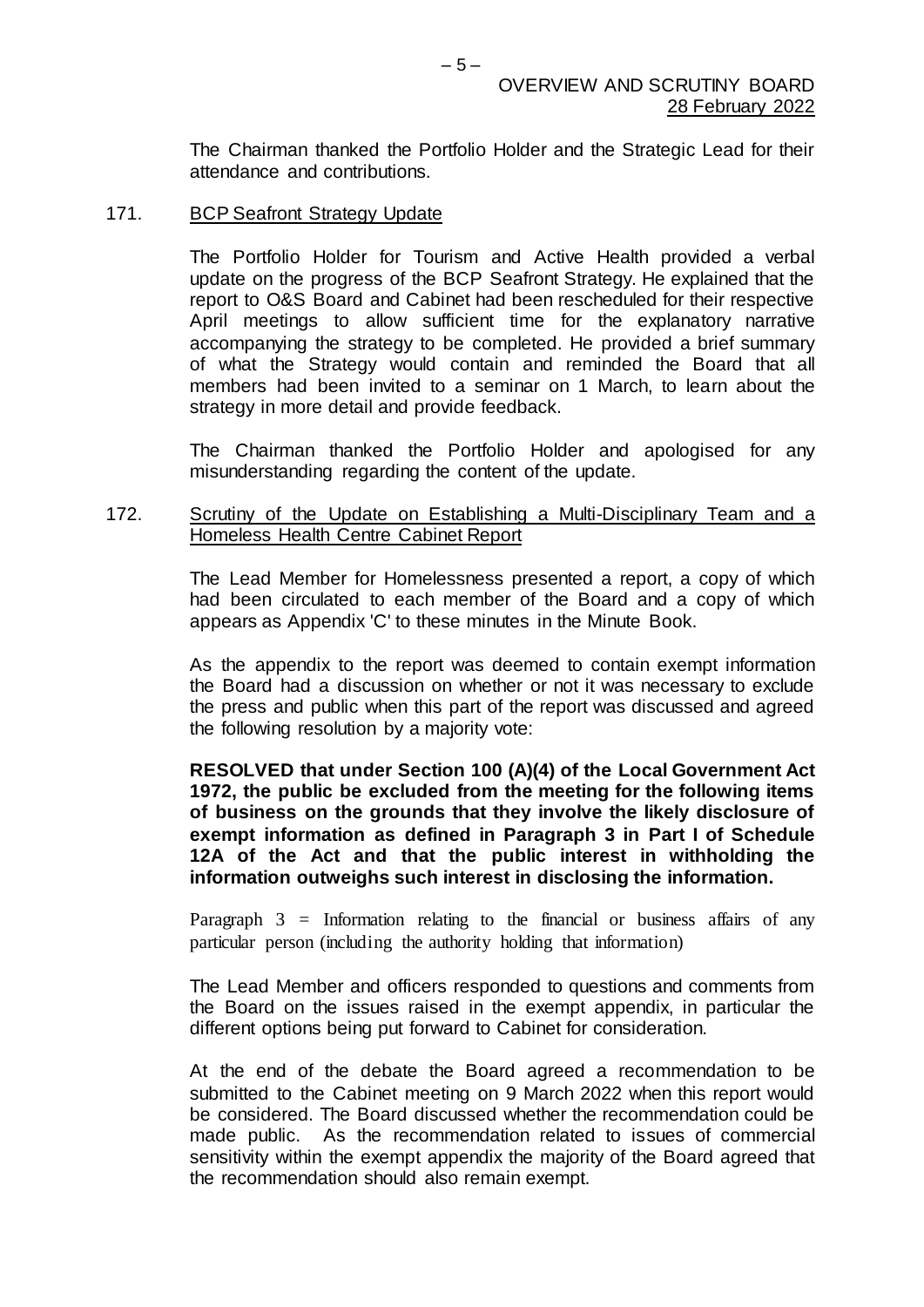The Chairman thanked the Portfolio Holder and the Strategic Lead for their attendance and contributions.

171. BCP Seafront Strategy Update

The Portfolio Holder for Tourism and Active Health provided a verbal update on the progress of the BCP Seafront Strategy. He explained that the report to O&S Board and Cabinet had been rescheduled for their respective April meetings to allow sufficient time for the explanatory narrative accompanying the strategy to be completed. He provided a brief summary of what the Strategy would contain and reminded the Board that all members had been invited to a seminar on 1 March, to learn about the strategy in more detail and provide feedback.

The Chairman thanked the Portfolio Holder and apologised for any misunderstanding regarding the content of the update.

172. Scrutiny of the Update on Establishing a Multi-Disciplinary Team and a Homeless Health Centre Cabinet Report

The Lead Member for Homelessness presented a report, a copy of which had been circulated to each member of the Board and a copy of which appears as Appendix 'C' to these minutes in the Minute Book.

As the appendix to the report was deemed to contain exempt information the Board had a discussion on whether or not it was necessary to exclude the press and public when this part of the report was discussed and agreed the following resolution by a majority vote:

**RESOLVED that under Section 100 (A)(4) of the Local Government Act 1972, the public be excluded from the meeting for the following items of business on the grounds that they involve the likely disclosure of exempt information as defined in Paragraph 3 in Part I of Schedule 12A of the Act and that the public interest in withholding the information outweighs such interest in disclosing the information.**

Paragraph 3 = Information relating to the financial or business affairs of any particular person (including the authority holding that information)

The Lead Member and officers responded to questions and comments from the Board on the issues raised in the exempt appendix, in particular the different options being put forward to Cabinet for consideration.

At the end of the debate the Board agreed a recommendation to be submitted to the Cabinet meeting on 9 March 2022 when this report would be considered. The Board discussed whether the recommendation could be made public. As the recommendation related to issues of commercial sensitivity within the exempt appendix the majority of the Board agreed that the recommendation should also remain exempt.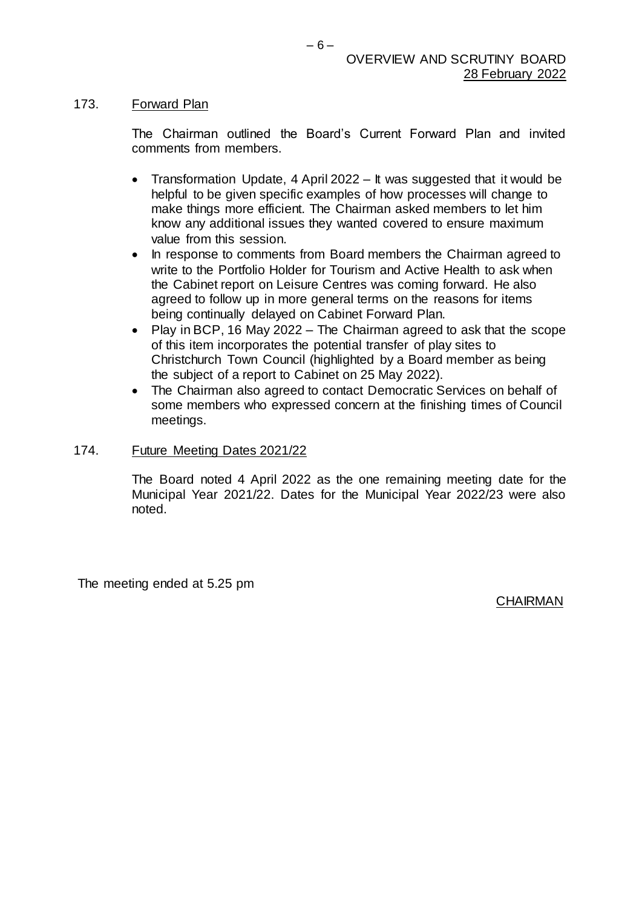173. **Forward Plan**

The Chairman outlined the Board's Current Forward Plan and invited comments from members.

- Transformation Update, 4 April 2022 – It was suggested that it would be helpful to be given specific examples of how processes will change to make things more efficient. The Chairman asked members to let him know any additional issues they wanted covered to ensure maximum value from this session.
- In response to comments from Board members the Chairman agreed to write to the Portfolio Holder for Tourism and Active Health to ask when the Cabinet report on Leisure Centres was coming forward. He also agreed to follow up in more general terms on the reasons for items being continually delayed on Cabinet Forward Plan.
- Play in BCP, 16 May 2022 – The Chairman agreed to ask that the scope of this item incorporates the potential transfer of play sites to Christchurch Town Council (highlighted by a Board member as being the subject of a report to Cabinet on 25 May 2022).
- The Chairman also agreed to contact Democratic Services on behalf of some members who expressed concern at the finishing times of Council meetings.

174. **Future Meeting Dates 2021/22**

The Board noted 4 April 2022 as the one remaining meeting date for the Municipal Year 2021/22. Dates for the Municipal Year 2022/23 were also noted.

The meeting ended at 5.25 pm

CHAIRMAN